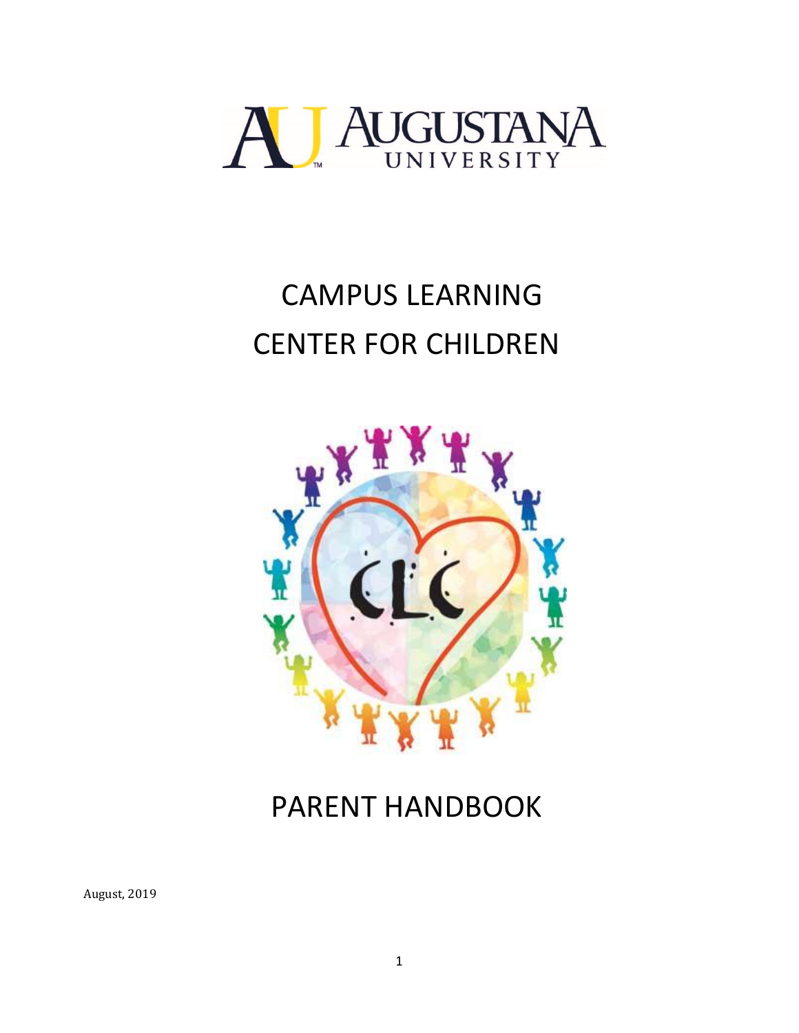AUGUSTANA UNIVERSITY

# CAMPUS LEARNING CENTER FOR CHILDREN

# PARENT HANDBOOK

August, 2019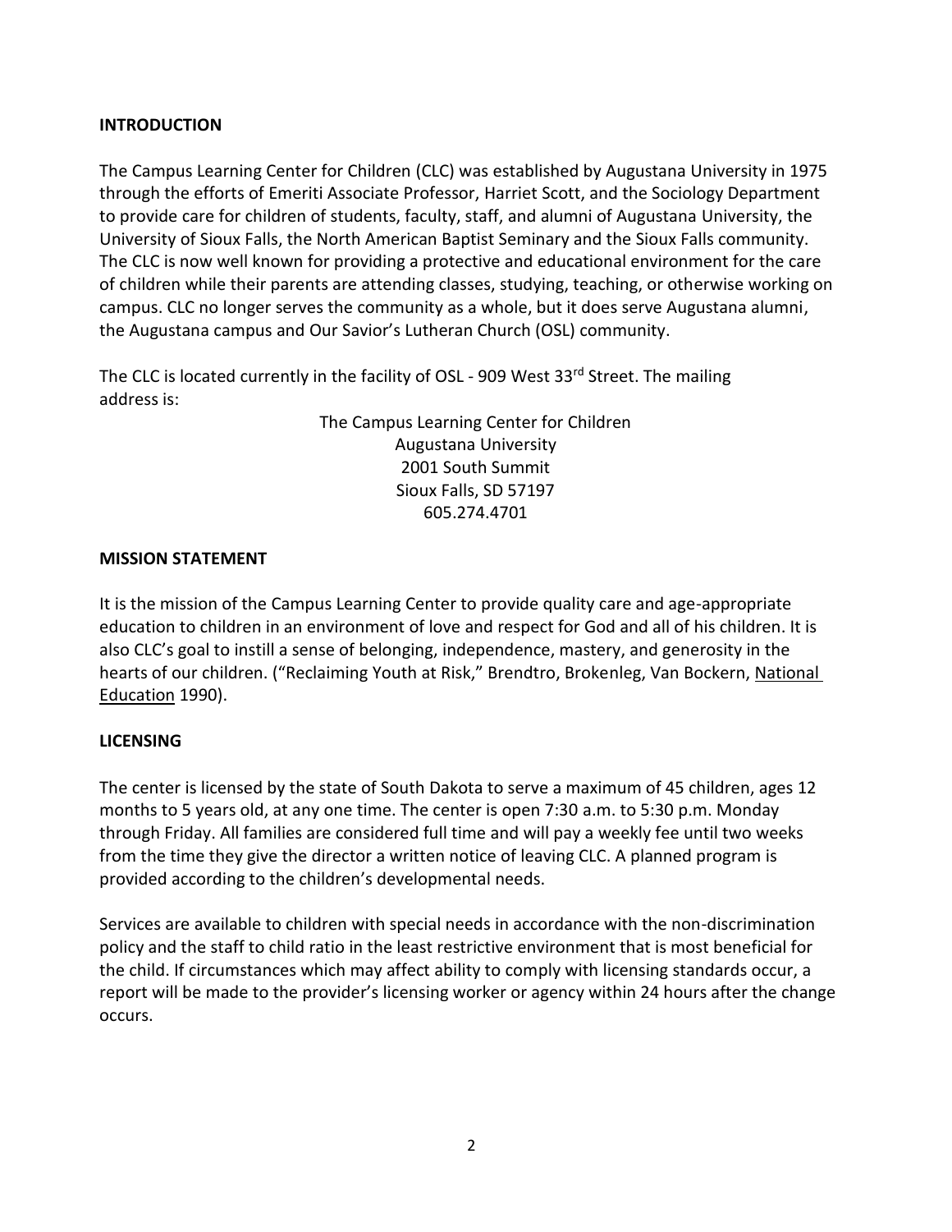## INTRODUCTION

The Campus Learning Center for Children (CLC) was established by Augustana University in 1975 through the efforts of Emeriti Associate Professor, Harriet Scott, and the Sociology Department to provide care for children of students, faculty, staff, and alumni of Augustana University, the University of Sioux Falls, the North American Baptist Seminary and the Sioux Falls community. The CLC is now well known for providing a protective and educational environment for the care of children while their parents are attending classes, studying, teaching, or otherwise working on campus. CLC no longer serves the community as a whole, but it does serve Augustana alumni, the Augustana campus and Our Savior's Lutheran Church (OSL) community.

The CLC is located currently in the facility of OSL - 909 West 33rd Street. The mailing address is:

The Campus Learning Center for Children
Augustana University
2001 South Summit
Sioux Falls, SD 57197
605.274.4701

## MISSION STATEMENT

It is the mission of the Campus Learning Center to provide quality care and age-appropriate education to children in an environment of love and respect for God and all of his children. It is also CLC's goal to instill a sense of belonging, independence, mastery, and generosity in the hearts of our children. ("Reclaiming Youth at Risk," Brendtro, Brokenleg, Van Bockern, National Education 1990).

## LICENSING

The center is licensed by the state of South Dakota to serve a maximum of 45 children, ages 12 months to 5 years old, at any one time. The center is open 7:30 a.m. to 5:30 p.m. Monday through Friday. All families are considered full time and will pay a weekly fee until two weeks from the time they give the director a written notice of leaving CLC. A planned program is provided according to the children's developmental needs.

Services are available to children with special needs in accordance with the non-discrimination policy and the staff to child ratio in the least restrictive environment that is most beneficial for the child. If circumstances which may affect ability to comply with licensing standards occur, a report will be made to the provider's licensing worker or agency within 24 hours after the change occurs.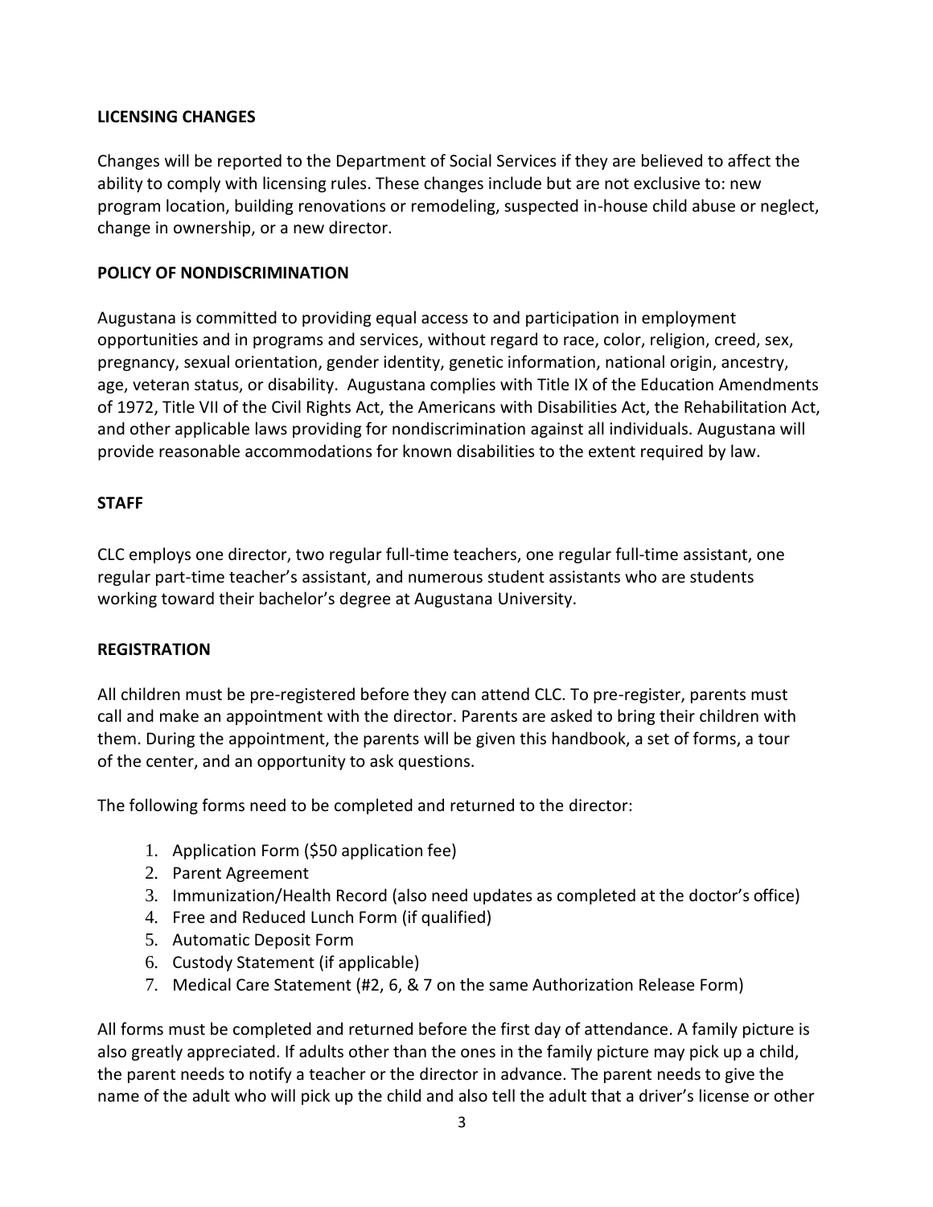## LICENSING CHANGES

Changes will be reported to the Department of Social Services if they are believed to affect the ability to comply with licensing rules. These changes include but are not exclusive to: new program location, building renovations or remodeling, suspected in-house child abuse or neglect, change in ownership, or a new director.

## POLICY OF NONDISCRIMINATION

Augustana is committed to providing equal access to and participation in employment opportunities and in programs and services, without regard to race, color, religion, creed, sex, pregnancy, sexual orientation, gender identity, genetic information, national origin, ancestry, age, veteran status, or disability. Augustana complies with Title IX of the Education Amendments of 1972, Title VII of the Civil Rights Act, the Americans with Disabilities Act, the Rehabilitation Act, and other applicable laws providing for nondiscrimination against all individuals. Augustana will provide reasonable accommodations for known disabilities to the extent required by law.

## STAFF

CLC employs one director, two regular full-time teachers, one regular full-time assistant, one regular part-time teacher's assistant, and numerous student assistants who are students working toward their bachelor's degree at Augustana University.

## REGISTRATION

All children must be pre-registered before they can attend CLC. To pre-register, parents must call and make an appointment with the director. Parents are asked to bring their children with them. During the appointment, the parents will be given this handbook, a set of forms, a tour of the center, and an opportunity to ask questions.

The following forms need to be completed and returned to the director:

1. Application Form ($50 application fee)
2. Parent Agreement
3. Immunization/Health Record (also need updates as completed at the doctor's office)
4. Free and Reduced Lunch Form (if qualified)
5. Automatic Deposit Form
6. Custody Statement (if applicable)
7. Medical Care Statement (#2, 6, & 7 on the same Authorization Release Form)

All forms must be completed and returned before the first day of attendance. A family picture is also greatly appreciated. If adults other than the ones in the family picture may pick up a child, the parent needs to notify a teacher or the director in advance. The parent needs to give the name of the adult who will pick up the child and also tell the adult that a driver's license or other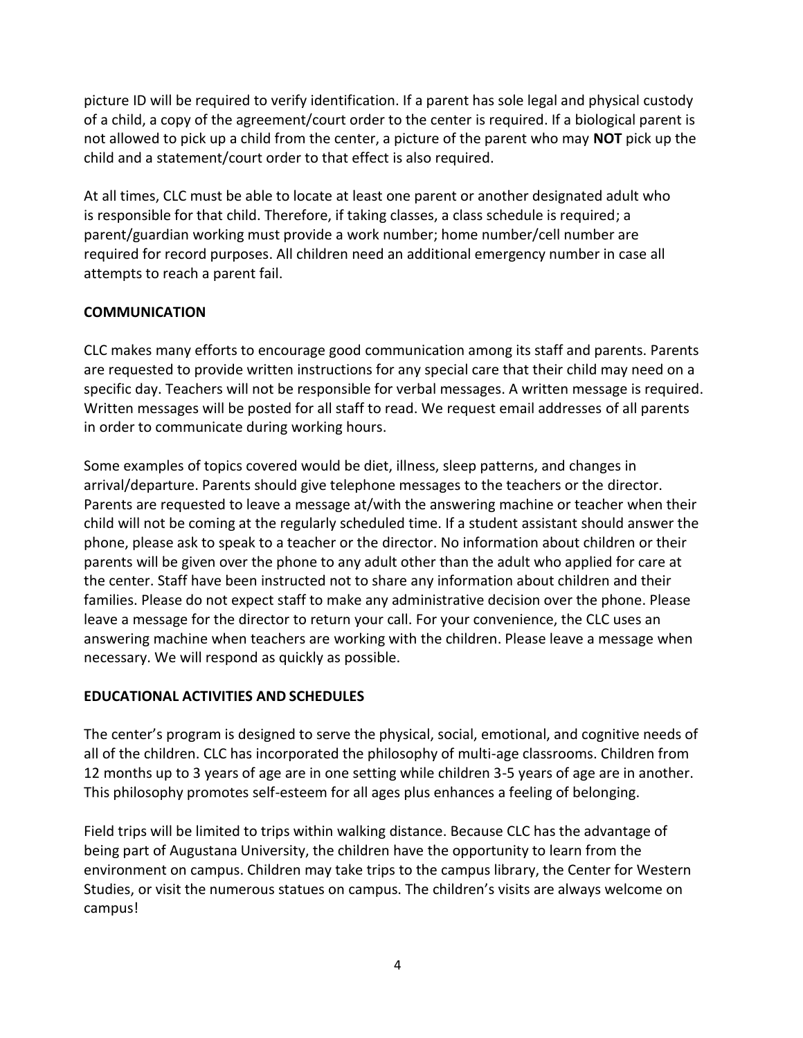picture ID will be required to verify identification. If a parent has sole legal and physical custody of a child, a copy of the agreement/court order to the center is required. If a biological parent is not allowed to pick up a child from the center, a picture of the parent who may **NOT** pick up the child and a statement/court order to that effect is also required.

At all times, CLC must be able to locate at least one parent or another designated adult who is responsible for that child. Therefore, if taking classes, a class schedule is required; a parent/guardian working must provide a work number; home number/cell number are required for record purposes. All children need an additional emergency number in case all attempts to reach a parent fail.

**COMMUNICATION**

CLC makes many efforts to encourage good communication among its staff and parents. Parents are requested to provide written instructions for any special care that their child may need on a specific day. Teachers will not be responsible for verbal messages. A written message is required. Written messages will be posted for all staff to read. We request email addresses of all parents in order to communicate during working hours.

Some examples of topics covered would be diet, illness, sleep patterns, and changes in arrival/departure. Parents should give telephone messages to the teachers or the director. Parents are requested to leave a message at/with the answering machine or teacher when their child will not be coming at the regularly scheduled time. If a student assistant should answer the phone, please ask to speak to a teacher or the director. No information about children or their parents will be given over the phone to any adult other than the adult who applied for care at the center. Staff have been instructed not to share any information about children and their families. Please do not expect staff to make any administrative decision over the phone. Please leave a message for the director to return your call. For your convenience, the CLC uses an answering machine when teachers are working with the children. Please leave a message when necessary. We will respond as quickly as possible.

**EDUCATIONAL ACTIVITIES AND SCHEDULES**

The center's program is designed to serve the physical, social, emotional, and cognitive needs of all of the children. CLC has incorporated the philosophy of multi-age classrooms. Children from 12 months up to 3 years of age are in one setting while children 3-5 years of age are in another. This philosophy promotes self-esteem for all ages plus enhances a feeling of belonging.

Field trips will be limited to trips within walking distance. Because CLC has the advantage of being part of Augustana University, the children have the opportunity to learn from the environment on campus. Children may take trips to the campus library, the Center for Western Studies, or visit the numerous statues on campus. The children's visits are always welcome on campus!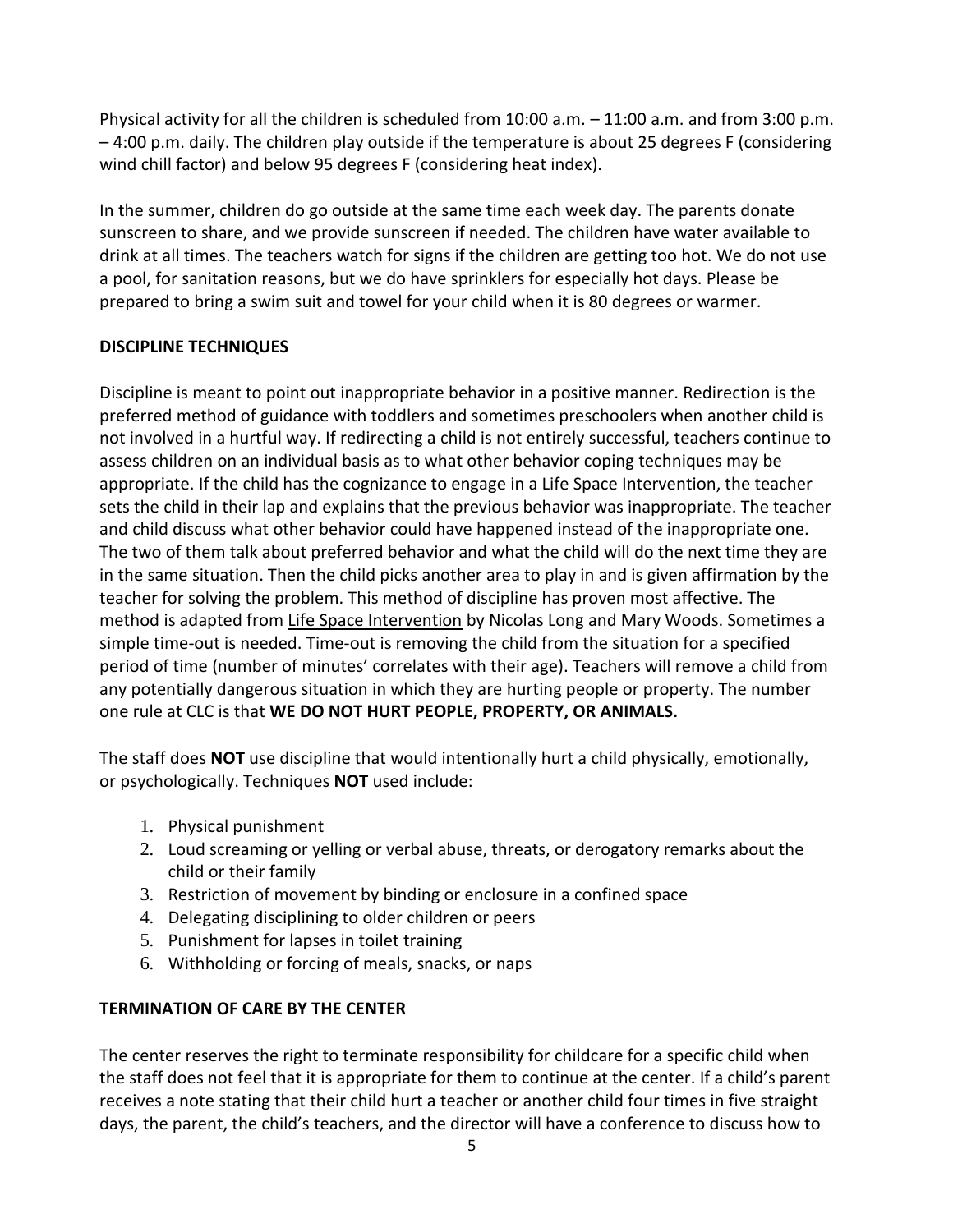Physical activity for all the children is scheduled from 10:00 a.m. – 11:00 a.m. and from 3:00 p.m. – 4:00 p.m. daily. The children play outside if the temperature is about 25 degrees F (considering wind chill factor) and below 95 degrees F (considering heat index).

In the summer, children do go outside at the same time each week day. The parents donate sunscreen to share, and we provide sunscreen if needed. The children have water available to drink at all times. The teachers watch for signs if the children are getting too hot. We do not use a pool, for sanitation reasons, but we do have sprinklers for especially hot days. Please be prepared to bring a swim suit and towel for your child when it is 80 degrees or warmer.

## DISCIPLINE TECHNIQUES

Discipline is meant to point out inappropriate behavior in a positive manner. Redirection is the preferred method of guidance with toddlers and sometimes preschoolers when another child is not involved in a hurtful way. If redirecting a child is not entirely successful, teachers continue to assess children on an individual basis as to what other behavior coping techniques may be appropriate. If the child has the cognizance to engage in a Life Space Intervention, the teacher sets the child in their lap and explains that the previous behavior was inappropriate. The teacher and child discuss what other behavior could have happened instead of the inappropriate one. The two of them talk about preferred behavior and what the child will do the next time they are in the same situation. Then the child picks another area to play in and is given affirmation by the teacher for solving the problem. This method of discipline has proven most affective. The method is adapted from Life Space Intervention by Nicolas Long and Mary Woods. Sometimes a simple time-out is needed. Time-out is removing the child from the situation for a specified period of time (number of minutes' correlates with their age). Teachers will remove a child from any potentially dangerous situation in which they are hurting people or property. The number one rule at CLC is that **WE DO NOT HURT PEOPLE, PROPERTY, OR ANIMALS.**

The staff does **NOT** use discipline that would intentionally hurt a child physically, emotionally, or psychologically. Techniques **NOT** used include:

1. Physical punishment
2. Loud screaming or yelling or verbal abuse, threats, or derogatory remarks about the child or their family
3. Restriction of movement by binding or enclosure in a confined space
4. Delegating disciplining to older children or peers
5. Punishment for lapses in toilet training
6. Withholding or forcing of meals, snacks, or naps

## TERMINATION OF CARE BY THE CENTER

The center reserves the right to terminate responsibility for childcare for a specific child when the staff does not feel that it is appropriate for them to continue at the center. If a child's parent receives a note stating that their child hurt a teacher or another child four times in five straight days, the parent, the child's teachers, and the director will have a conference to discuss how to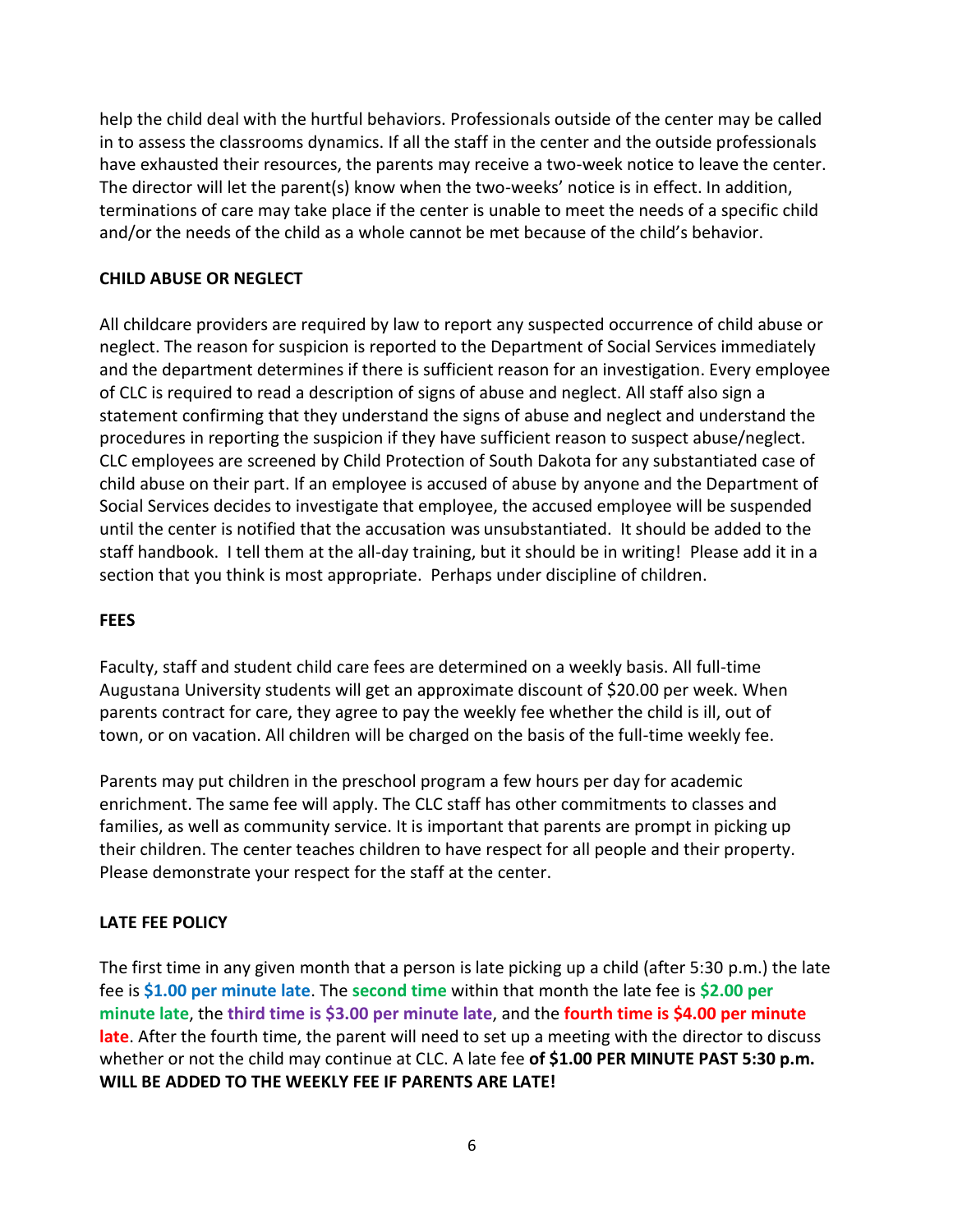help the child deal with the hurtful behaviors. Professionals outside of the center may be called in to assess the classrooms dynamics. If all the staff in the center and the outside professionals have exhausted their resources, the parents may receive a two-week notice to leave the center. The director will let the parent(s) know when the two-weeks' notice is in effect. In addition, terminations of care may take place if the center is unable to meet the needs of a specific child and/or the needs of the child as a whole cannot be met because of the child's behavior.

**CHILD ABUSE OR NEGLECT**

All childcare providers are required by law to report any suspected occurrence of child abuse or neglect. The reason for suspicion is reported to the Department of Social Services immediately and the department determines if there is sufficient reason for an investigation. Every employee of CLC is required to read a description of signs of abuse and neglect. All staff also sign a statement confirming that they understand the signs of abuse and neglect and understand the procedures in reporting the suspicion if they have sufficient reason to suspect abuse/neglect. CLC employees are screened by Child Protection of South Dakota for any substantiated case of child abuse on their part. If an employee is accused of abuse by anyone and the Department of Social Services decides to investigate that employee, the accused employee will be suspended until the center is notified that the accusation was unsubstantiated. It should be added to the staff handbook. I tell them at the all-day training, but it should be in writing! Please add it in a section that you think is most appropriate. Perhaps under discipline of children.

**FEES**

Faculty, staff and student child care fees are determined on a weekly basis. All full-time Augustana University students will get an approximate discount of $20.00 per week. When parents contract for care, they agree to pay the weekly fee whether the child is ill, out of town, or on vacation. All children will be charged on the basis of the full-time weekly fee.

Parents may put children in the preschool program a few hours per day for academic enrichment. The same fee will apply. The CLC staff has other commitments to classes and families, as well as community service. It is important that parents are prompt in picking up their children. The center teaches children to have respect for all people and their property. Please demonstrate your respect for the staff at the center.

**LATE FEE POLICY**

The first time in any given month that a person is late picking up a child (after 5:30 p.m.) the late fee is **$1.00 per minute late**. The **second time** within that month the late fee is **$2.00 per minute late**, the **third time is $3.00 per minute late**, and the **fourth time is $4.00 per minute late**. After the fourth time, the parent will need to set up a meeting with the director to discuss whether or not the child may continue at CLC. A late fee **of $1.00 PER MINUTE PAST 5:30 p.m. WILL BE ADDED TO THE WEEKLY FEE IF PARENTS ARE LATE!**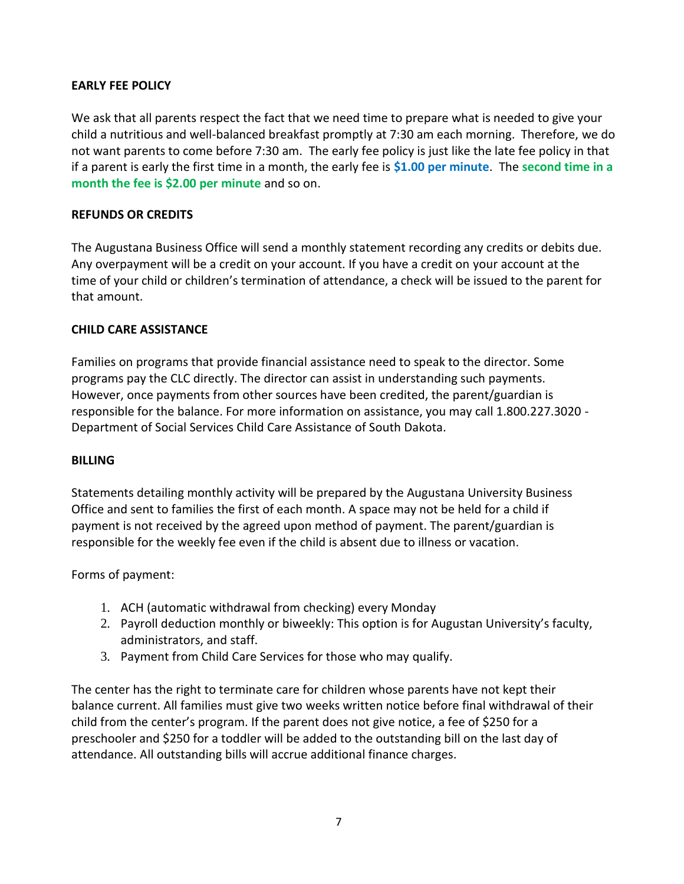**EARLY FEE POLICY**

We ask that all parents respect the fact that we need time to prepare what is needed to give your child a nutritious and well-balanced breakfast promptly at 7:30 am each morning. Therefore, we do not want parents to come before 7:30 am. The early fee policy is just like the late fee policy in that if a parent is early the first time in a month, the early fee is **$1.00 per minute**. The **second time in a month the fee is $2.00 per minute** and so on.

**REFUNDS OR CREDITS**

The Augustana Business Office will send a monthly statement recording any credits or debits due. Any overpayment will be a credit on your account. If you have a credit on your account at the time of your child or children's termination of attendance, a check will be issued to the parent for that amount.

**CHILD CARE ASSISTANCE**

Families on programs that provide financial assistance need to speak to the director. Some programs pay the CLC directly. The director can assist in understanding such payments. However, once payments from other sources have been credited, the parent/guardian is responsible for the balance. For more information on assistance, you may call 1.800.227.3020 - Department of Social Services Child Care Assistance of South Dakota.

**BILLING**

Statements detailing monthly activity will be prepared by the Augustana University Business Office and sent to families the first of each month. A space may not be held for a child if payment is not received by the agreed upon method of payment. The parent/guardian is responsible for the weekly fee even if the child is absent due to illness or vacation.

Forms of payment:

1. ACH (automatic withdrawal from checking) every Monday
2. Payroll deduction monthly or biweekly: This option is for Augustan University's faculty, administrators, and staff.
3. Payment from Child Care Services for those who may qualify.

The center has the right to terminate care for children whose parents have not kept their balance current. All families must give two weeks written notice before final withdrawal of their child from the center's program. If the parent does not give notice, a fee of $250 for a preschooler and $250 for a toddler will be added to the outstanding bill on the last day of attendance. All outstanding bills will accrue additional finance charges.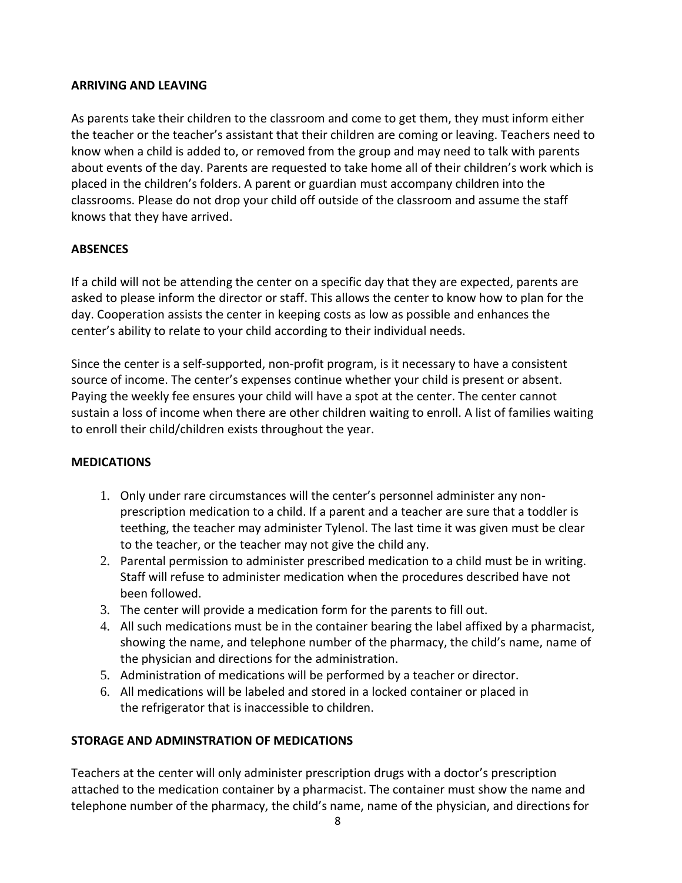## ARRIVING AND LEAVING

As parents take their children to the classroom and come to get them, they must inform either the teacher or the teacher's assistant that their children are coming or leaving. Teachers need to know when a child is added to, or removed from the group and may need to talk with parents about events of the day. Parents are requested to take home all of their children's work which is placed in the children's folders. A parent or guardian must accompany children into the classrooms. Please do not drop your child off outside of the classroom and assume the staff knows that they have arrived.

## ABSENCES

If a child will not be attending the center on a specific day that they are expected, parents are asked to please inform the director or staff. This allows the center to know how to plan for the day. Cooperation assists the center in keeping costs as low as possible and enhances the center's ability to relate to your child according to their individual needs.

Since the center is a self-supported, non-profit program, is it necessary to have a consistent source of income. The center's expenses continue whether your child is present or absent. Paying the weekly fee ensures your child will have a spot at the center. The center cannot sustain a loss of income when there are other children waiting to enroll. A list of families waiting to enroll their child/children exists throughout the year.

## MEDICATIONS

1. Only under rare circumstances will the center's personnel administer any non-prescription medication to a child. If a parent and a teacher are sure that a toddler is teething, the teacher may administer Tylenol. The last time it was given must be clear to the teacher, or the teacher may not give the child any.
2. Parental permission to administer prescribed medication to a child must be in writing. Staff will refuse to administer medication when the procedures described have not been followed.
3. The center will provide a medication form for the parents to fill out.
4. All such medications must be in the container bearing the label affixed by a pharmacist, showing the name, and telephone number of the pharmacy, the child's name, name of the physician and directions for the administration.
5. Administration of medications will be performed by a teacher or director.
6. All medications will be labeled and stored in a locked container or placed in the refrigerator that is inaccessible to children.

## STORAGE AND ADMINSTRATION OF MEDICATIONS

Teachers at the center will only administer prescription drugs with a doctor's prescription attached to the medication container by a pharmacist. The container must show the name and telephone number of the pharmacy, the child's name, name of the physician, and directions for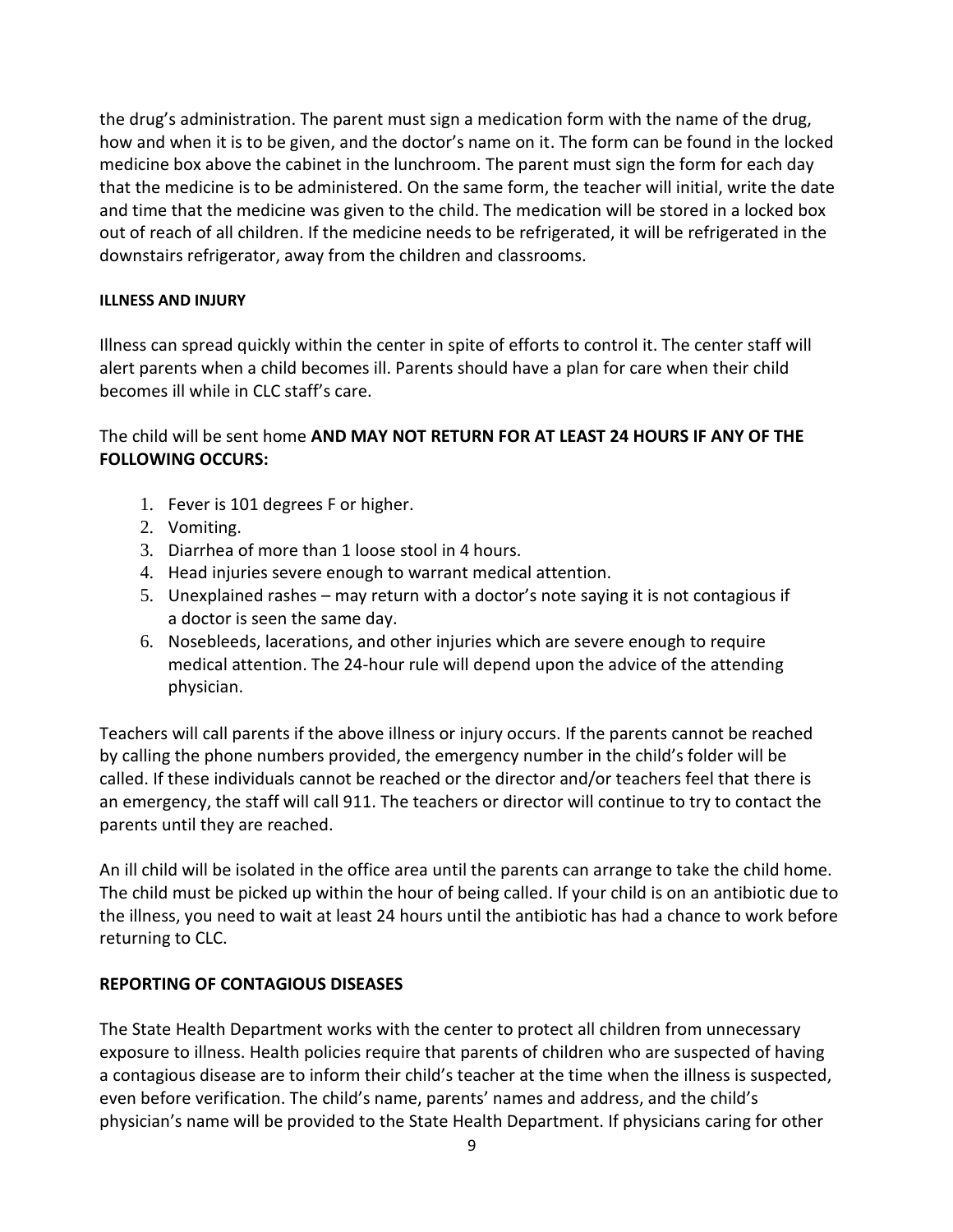the drug's administration. The parent must sign a medication form with the name of the drug, how and when it is to be given, and the doctor's name on it. The form can be found in the locked medicine box above the cabinet in the lunchroom. The parent must sign the form for each day that the medicine is to be administered. On the same form, the teacher will initial, write the date and time that the medicine was given to the child. The medication will be stored in a locked box out of reach of all children. If the medicine needs to be refrigerated, it will be refrigerated in the downstairs refrigerator, away from the children and classrooms.

**ILLNESS AND INJURY**

Illness can spread quickly within the center in spite of efforts to control it. The center staff will alert parents when a child becomes ill. Parents should have a plan for care when their child becomes ill while in CLC staff's care.

The child will be sent home **AND MAY NOT RETURN FOR AT LEAST 24 HOURS IF ANY OF THE FOLLOWING OCCURS:**

1. Fever is 101 degrees F or higher.
2. Vomiting.
3. Diarrhea of more than 1 loose stool in 4 hours.
4. Head injuries severe enough to warrant medical attention.
5. Unexplained rashes – may return with a doctor's note saying it is not contagious if a doctor is seen the same day.
6. Nosebleeds, lacerations, and other injuries which are severe enough to require medical attention. The 24-hour rule will depend upon the advice of the attending physician.

Teachers will call parents if the above illness or injury occurs. If the parents cannot be reached by calling the phone numbers provided, the emergency number in the child's folder will be called. If these individuals cannot be reached or the director and/or teachers feel that there is an emergency, the staff will call 911. The teachers or director will continue to try to contact the parents until they are reached.

An ill child will be isolated in the office area until the parents can arrange to take the child home. The child must be picked up within the hour of being called. If your child is on an antibiotic due to the illness, you need to wait at least 24 hours until the antibiotic has had a chance to work before returning to CLC.

**REPORTING OF CONTAGIOUS DISEASES**

The State Health Department works with the center to protect all children from unnecessary exposure to illness. Health policies require that parents of children who are suspected of having a contagious disease are to inform their child's teacher at the time when the illness is suspected, even before verification. The child's name, parents' names and address, and the child's physician's name will be provided to the State Health Department. If physicians caring for other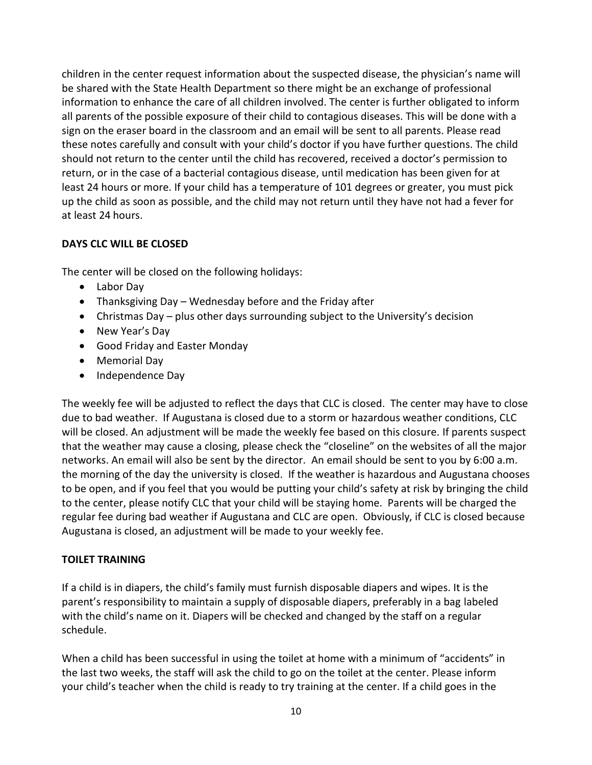children in the center request information about the suspected disease, the physician's name will be shared with the State Health Department so there might be an exchange of professional information to enhance the care of all children involved. The center is further obligated to inform all parents of the possible exposure of their child to contagious diseases. This will be done with a sign on the eraser board in the classroom and an email will be sent to all parents. Please read these notes carefully and consult with your child's doctor if you have further questions. The child should not return to the center until the child has recovered, received a doctor's permission to return, or in the case of a bacterial contagious disease, until medication has been given for at least 24 hours or more. If your child has a temperature of 101 degrees or greater, you must pick up the child as soon as possible, and the child may not return until they have not had a fever for at least 24 hours.

**DAYS CLC WILL BE CLOSED**

The center will be closed on the following holidays:

- Labor Day
- Thanksgiving Day – Wednesday before and the Friday after
- Christmas Day – plus other days surrounding subject to the University's decision
- New Year's Day
- Good Friday and Easter Monday
- Memorial Day
- Independence Day

The weekly fee will be adjusted to reflect the days that CLC is closed. The center may have to close due to bad weather. If Augustana is closed due to a storm or hazardous weather conditions, CLC will be closed. An adjustment will be made the weekly fee based on this closure. If parents suspect that the weather may cause a closing, please check the "closeline" on the websites of all the major networks. An email will also be sent by the director. An email should be sent to you by 6:00 a.m. the morning of the day the university is closed. If the weather is hazardous and Augustana chooses to be open, and if you feel that you would be putting your child's safety at risk by bringing the child to the center, please notify CLC that your child will be staying home. Parents will be charged the regular fee during bad weather if Augustana and CLC are open. Obviously, if CLC is closed because Augustana is closed, an adjustment will be made to your weekly fee.

**TOILET TRAINING**

If a child is in diapers, the child's family must furnish disposable diapers and wipes. It is the parent's responsibility to maintain a supply of disposable diapers, preferably in a bag labeled with the child's name on it. Diapers will be checked and changed by the staff on a regular schedule.

When a child has been successful in using the toilet at home with a minimum of "accidents" in the last two weeks, the staff will ask the child to go on the toilet at the center. Please inform your child's teacher when the child is ready to try training at the center. If a child goes in the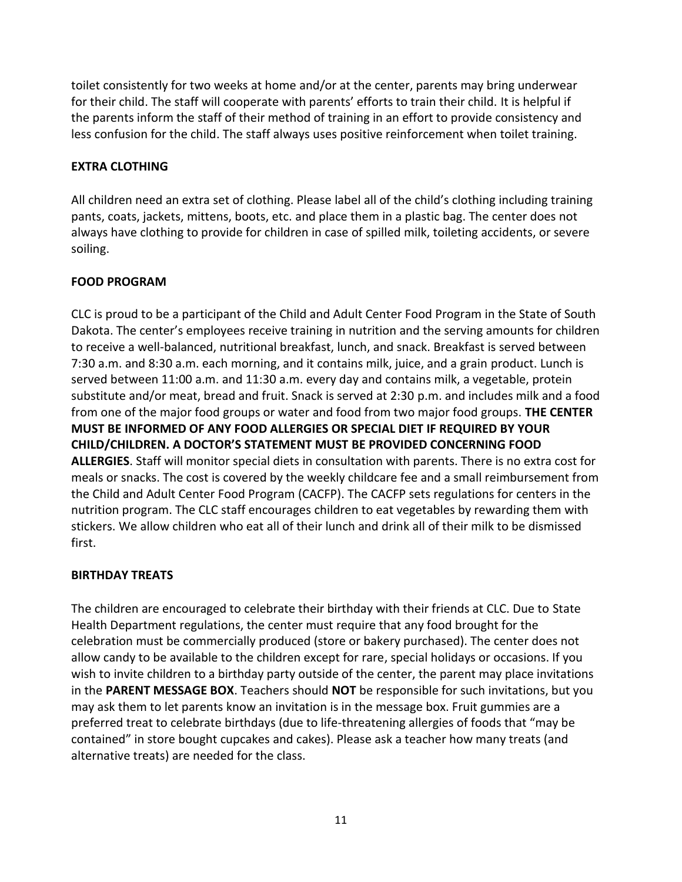toilet consistently for two weeks at home and/or at the center, parents may bring underwear for their child. The staff will cooperate with parents' efforts to train their child. It is helpful if the parents inform the staff of their method of training in an effort to provide consistency and less confusion for the child. The staff always uses positive reinforcement when toilet training.

**EXTRA CLOTHING**

All children need an extra set of clothing. Please label all of the child's clothing including training pants, coats, jackets, mittens, boots, etc. and place them in a plastic bag. The center does not always have clothing to provide for children in case of spilled milk, toileting accidents, or severe soiling.

**FOOD PROGRAM**

CLC is proud to be a participant of the Child and Adult Center Food Program in the State of South Dakota. The center's employees receive training in nutrition and the serving amounts for children to receive a well-balanced, nutritional breakfast, lunch, and snack. Breakfast is served between 7:30 a.m. and 8:30 a.m. each morning, and it contains milk, juice, and a grain product. Lunch is served between 11:00 a.m. and 11:30 a.m. every day and contains milk, a vegetable, protein substitute and/or meat, bread and fruit. Snack is served at 2:30 p.m. and includes milk and a food from one of the major food groups or water and food from two major food groups. **THE CENTER MUST BE INFORMED OF ANY FOOD ALLERGIES OR SPECIAL DIET IF REQUIRED BY YOUR CHILD/CHILDREN. A DOCTOR'S STATEMENT MUST BE PROVIDED CONCERNING FOOD ALLERGIES**. Staff will monitor special diets in consultation with parents. There is no extra cost for meals or snacks. The cost is covered by the weekly childcare fee and a small reimbursement from the Child and Adult Center Food Program (CACFP). The CACFP sets regulations for centers in the nutrition program. The CLC staff encourages children to eat vegetables by rewarding them with stickers. We allow children who eat all of their lunch and drink all of their milk to be dismissed first.

**BIRTHDAY TREATS**

The children are encouraged to celebrate their birthday with their friends at CLC. Due to State Health Department regulations, the center must require that any food brought for the celebration must be commercially produced (store or bakery purchased). The center does not allow candy to be available to the children except for rare, special holidays or occasions. If you wish to invite children to a birthday party outside of the center, the parent may place invitations in the **PARENT MESSAGE BOX**. Teachers should **NOT** be responsible for such invitations, but you may ask them to let parents know an invitation is in the message box. Fruit gummies are a preferred treat to celebrate birthdays (due to life-threatening allergies of foods that "may be contained" in store bought cupcakes and cakes). Please ask a teacher how many treats (and alternative treats) are needed for the class.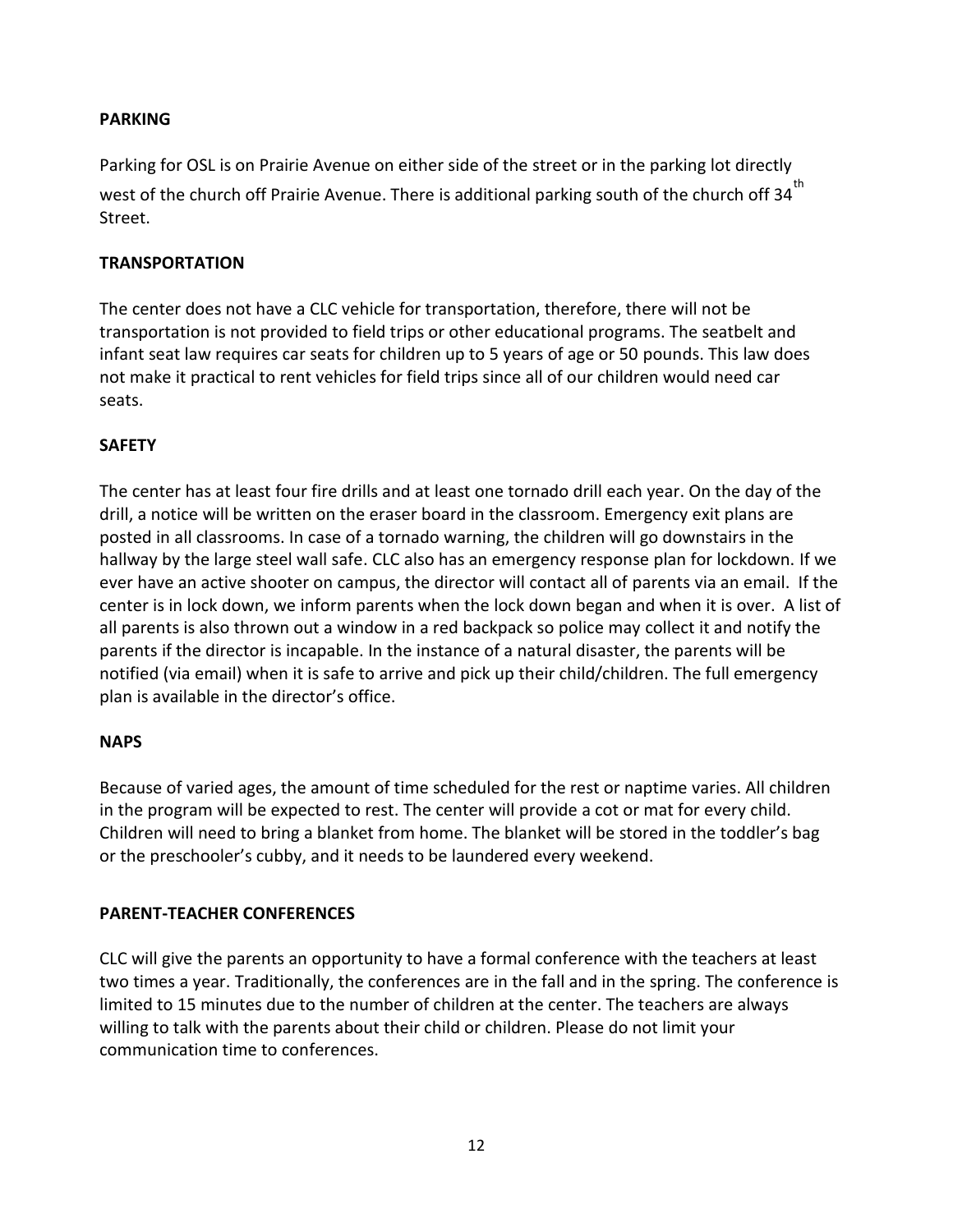## PARKING

Parking for OSL is on Prairie Avenue on either side of the street or in the parking lot directly west of the church off Prairie Avenue. There is additional parking south of the church off 34th Street.

## TRANSPORTATION

The center does not have a CLC vehicle for transportation, therefore, there will not be transportation is not provided to field trips or other educational programs. The seatbelt and infant seat law requires car seats for children up to 5 years of age or 50 pounds. This law does not make it practical to rent vehicles for field trips since all of our children would need car seats.

## SAFETY

The center has at least four fire drills and at least one tornado drill each year. On the day of the drill, a notice will be written on the eraser board in the classroom. Emergency exit plans are posted in all classrooms. In case of a tornado warning, the children will go downstairs in the hallway by the large steel wall safe. CLC also has an emergency response plan for lockdown. If we ever have an active shooter on campus, the director will contact all of parents via an email. If the center is in lock down, we inform parents when the lock down began and when it is over. A list of all parents is also thrown out a window in a red backpack so police may collect it and notify the parents if the director is incapable. In the instance of a natural disaster, the parents will be notified (via email) when it is safe to arrive and pick up their child/children. The full emergency plan is available in the director's office.

## NAPS

Because of varied ages, the amount of time scheduled for the rest or naptime varies. All children in the program will be expected to rest. The center will provide a cot or mat for every child. Children will need to bring a blanket from home. The blanket will be stored in the toddler's bag or the preschooler's cubby, and it needs to be laundered every weekend.

## PARENT-TEACHER CONFERENCES

CLC will give the parents an opportunity to have a formal conference with the teachers at least two times a year. Traditionally, the conferences are in the fall and in the spring. The conference is limited to 15 minutes due to the number of children at the center. The teachers are always willing to talk with the parents about their child or children. Please do not limit your communication time to conferences.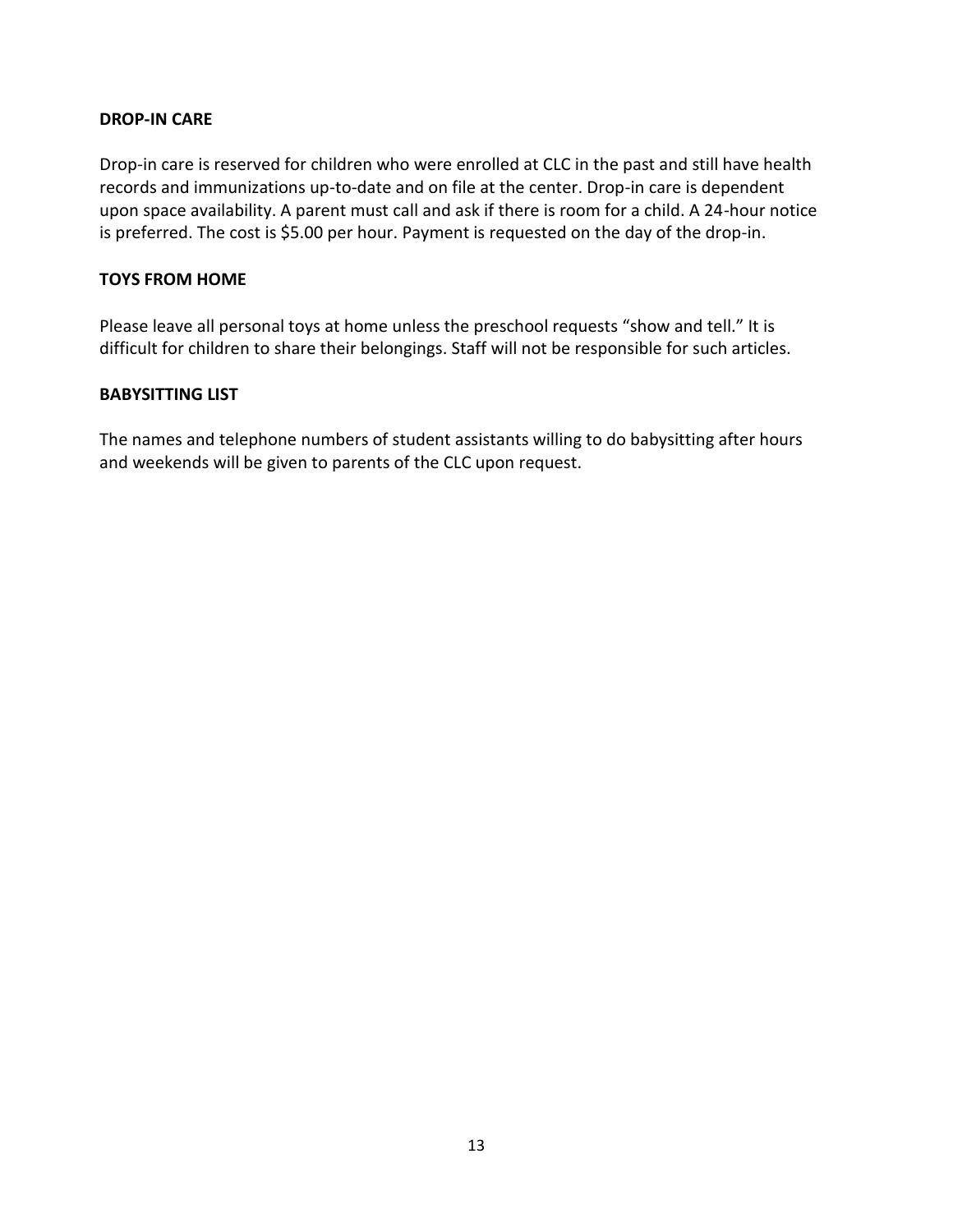## DROP-IN CARE

Drop-in care is reserved for children who were enrolled at CLC in the past and still have health records and immunizations up-to-date and on file at the center. Drop-in care is dependent upon space availability. A parent must call and ask if there is room for a child. A 24-hour notice is preferred. The cost is $5.00 per hour. Payment is requested on the day of the drop-in.

## TOYS FROM HOME

Please leave all personal toys at home unless the preschool requests "show and tell." It is difficult for children to share their belongings. Staff will not be responsible for such articles.

## BABYSITTING LIST

The names and telephone numbers of student assistants willing to do babysitting after hours and weekends will be given to parents of the CLC upon request.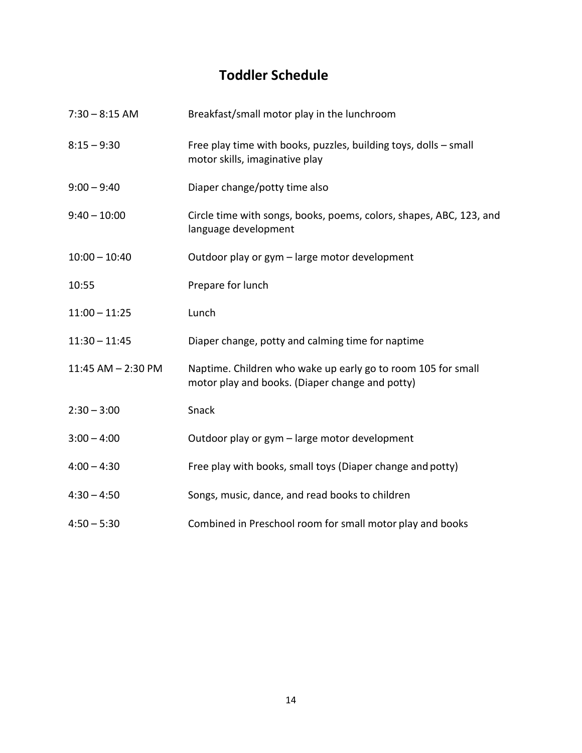# Toddler Schedule

| | |
|---|---|
| 7:30 – 8:15 AM | Breakfast/small motor play in the lunchroom |
| 8:15 – 9:30 | Free play time with books, puzzles, building toys, dolls – small motor skills, imaginative play |
| 9:00 – 9:40 | Diaper change/potty time also |
| 9:40 – 10:00 | Circle time with songs, books, poems, colors, shapes, ABC, 123, and language development |
| 10:00 – 10:40 | Outdoor play or gym – large motor development |
| 10:55 | Prepare for lunch |
| 11:00 – 11:25 | Lunch |
| 11:30 – 11:45 | Diaper change, potty and calming time for naptime |
| 11:45 AM – 2:30 PM | Naptime. Children who wake up early go to room 105 for small motor play and books. (Diaper change and potty) |
| 2:30 – 3:00 | Snack |
| 3:00 – 4:00 | Outdoor play or gym – large motor development |
| 4:00 – 4:30 | Free play with books, small toys (Diaper change and potty) |
| 4:30 – 4:50 | Songs, music, dance, and read books to children |
| 4:50 – 5:30 | Combined in Preschool room for small motor play and books |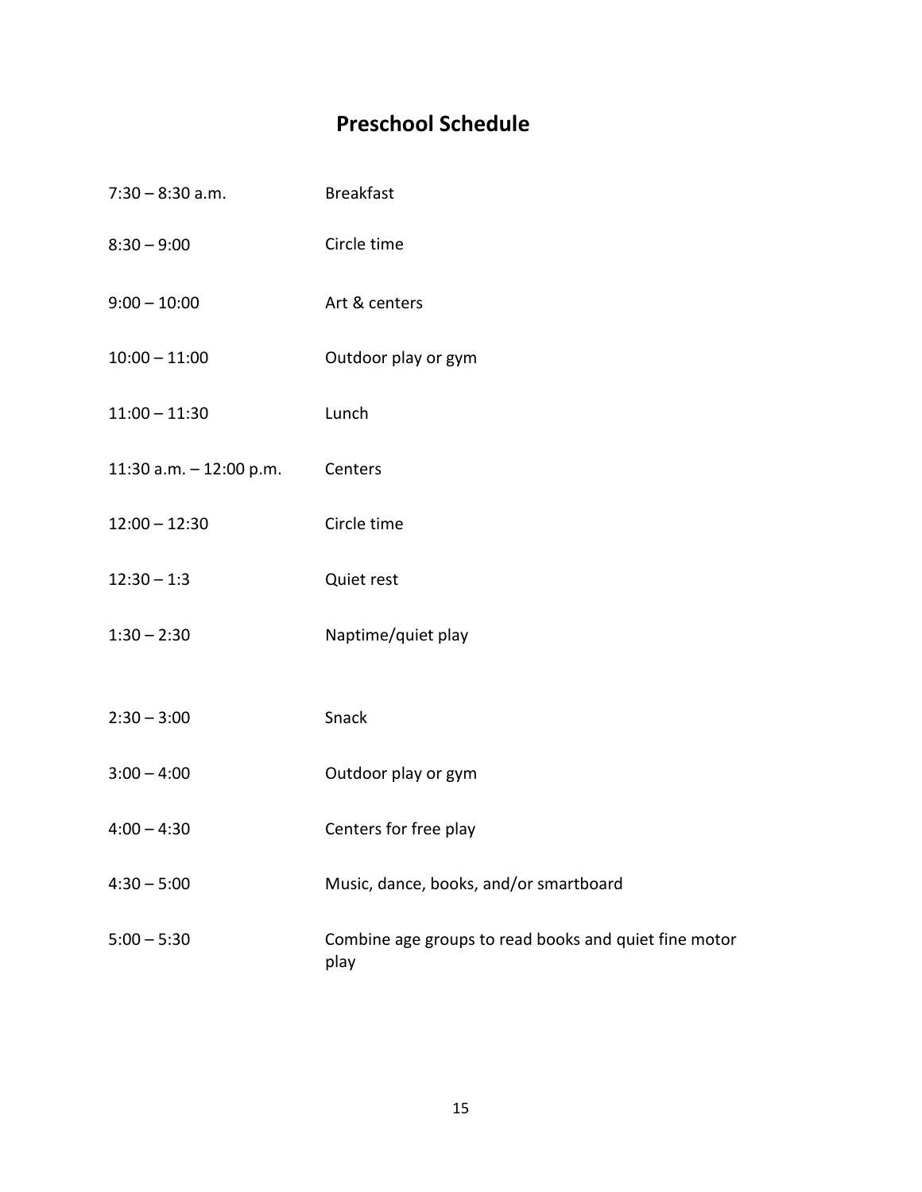# Preschool Schedule

| | |
|---|---|
| 7:30 – 8:30 a.m. | Breakfast |
| 8:30 – 9:00 | Circle time |
| 9:00 – 10:00 | Art & centers |
| 10:00 – 11:00 | Outdoor play or gym |
| 11:00 – 11:30 | Lunch |
| 11:30 a.m. – 12:00 p.m. | Centers |
| 12:00 – 12:30 | Circle time |
| 12:30 – 1:3 | Quiet rest |
| 1:30 – 2:30 | Naptime/quiet play |
| 2:30 – 3:00 | Snack |
| 3:00 – 4:00 | Outdoor play or gym |
| 4:00 – 4:30 | Centers for free play |
| 4:30 – 5:00 | Music, dance, books, and/or smartboard |
| 5:00 – 5:30 | Combine age groups to read books and quiet fine motor play |